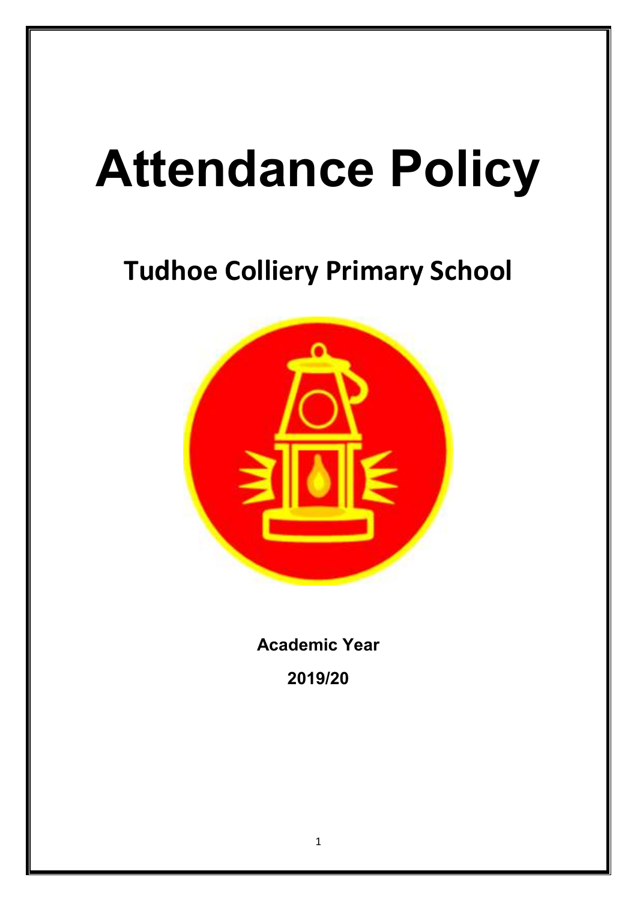# Attendance Policy

## Tudhoe Colliery Primary School

**Academic Year**

**2019/20**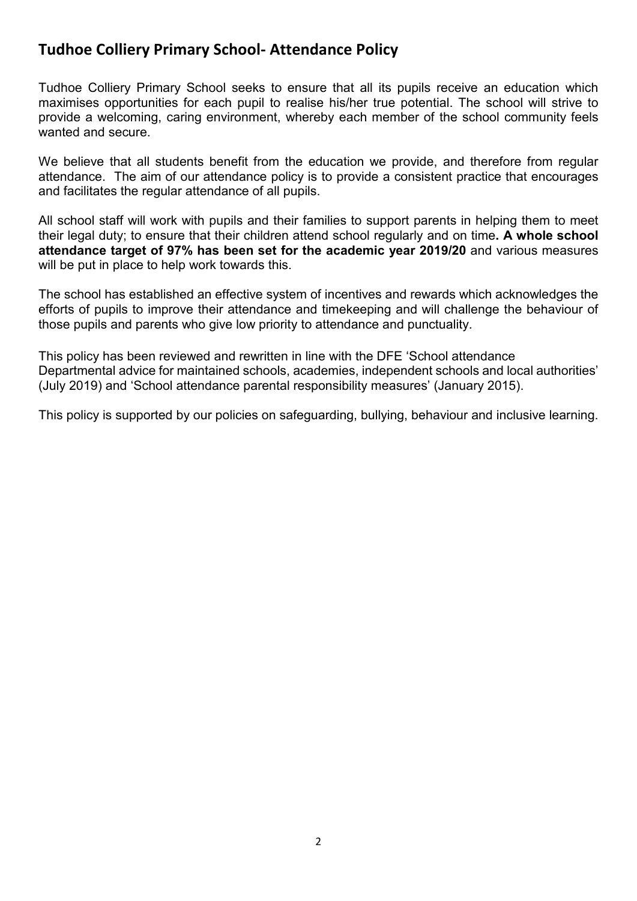## Tudhoe Colliery Primary School- Attendance Policy

Tudhoe Colliery Primary School seeks to ensure that all its pupils receive an education which maximises opportunities for each pupil to realise his/her true potential. The school will strive to provide a welcoming, caring environment, whereby each member of the school community feels wanted and secure.

We believe that all students benefit from the education we provide, and therefore from regular attendance. The aim of our attendance policy is to provide a consistent practice that encourages and facilitates the regular attendance of all pupils.

All school staff will work with pupils and their families to support parents in helping them to meet their legal duty; to ensure that their children attend school regularly and on time**. A whole school attendance target of 97% has been set for the academic year 2019/20** and various measures will be put in place to help work towards this.

The school has established an effective system of incentives and rewards which acknowledges the efforts of pupils to improve their attendance and timekeeping and will challenge the behaviour of those pupils and parents who give low priority to attendance and punctuality.

This policy has been reviewed and rewritten in line with the DFE 'School attendance Departmental advice for maintained schools, academies, independent schools and local authorities' (July 2019) and 'School attendance parental responsibility measures' (January 2015).

This policy is supported by our policies on safeguarding, bullying, behaviour and inclusive learning.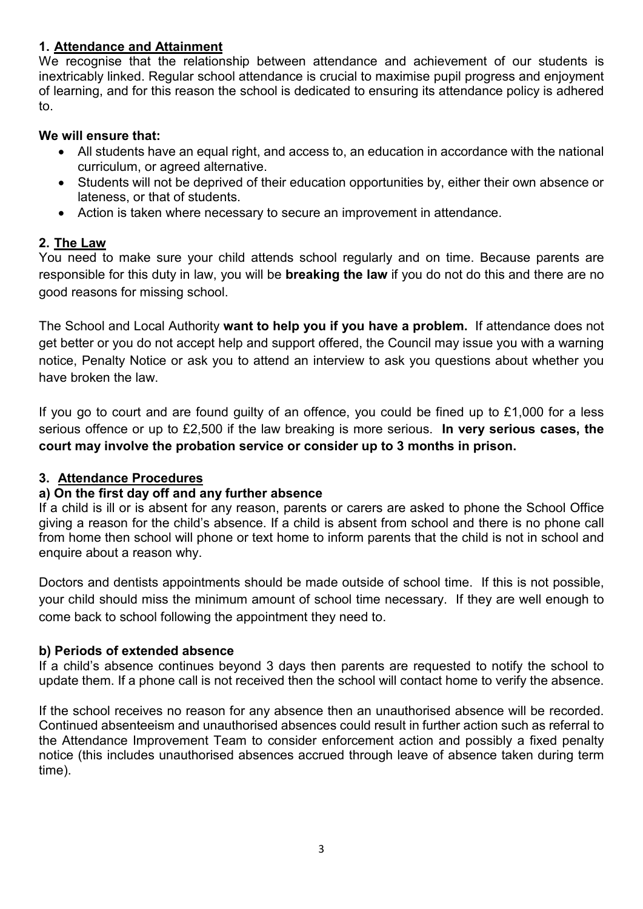## 1. Attendance and Attainment

We recognise that the relationship between attendance and achievement of our students is inextricably linked. Regular school attendance is crucial to maximise pupil progress and enjoyment of learning, and for this reason the school is dedicated to ensuring its attendance policy is adhered to.

**We will ensure that:**

- All students have an equal right, and access to, an education in accordance with the national curriculum, or agreed alternative.
- Students will not be deprived of their education opportunities by, either their own absence or lateness, or that of students.
- Action is taken where necessary to secure an improvement in attendance.

## 2. The Law

You need to make sure your child attends school regularly and on time. Because parents are responsible for this duty in law, you will be **breaking the law** if you do not do this and there are no good reasons for missing school.

The School and Local Authority **want to help you if you have a problem.** If attendance does not get better or you do not accept help and support offered, the Council may issue you with a warning notice, Penalty Notice or ask you to attend an interview to ask you questions about whether you have broken the law.

If you go to court and are found guilty of an offence, you could be fined up to £1,000 for a less serious offence or up to £2,500 if the law breaking is more serious. **In very serious cases, the court may involve the probation service or consider up to 3 months in prison.**

## 3. Attendance Procedures

### a) On the first day off and any further absence

If a child is ill or is absent for any reason, parents or carers are asked to phone the School Office giving a reason for the child's absence. If a child is absent from school and there is no phone call from home then school will phone or text home to inform parents that the child is not in school and enquire about a reason why.

Doctors and dentists appointments should be made outside of school time. If this is not possible, your child should miss the minimum amount of school time necessary. If they are well enough to come back to school following the appointment they need to.

### b) Periods of extended absence

If a child's absence continues beyond 3 days then parents are requested to notify the school to update them. If a phone call is not received then the school will contact home to verify the absence.

If the school receives no reason for any absence then an unauthorised absence will be recorded. Continued absenteeism and unauthorised absences could result in further action such as referral to the Attendance Improvement Team to consider enforcement action and possibly a fixed penalty notice (this includes unauthorised absences accrued through leave of absence taken during term time).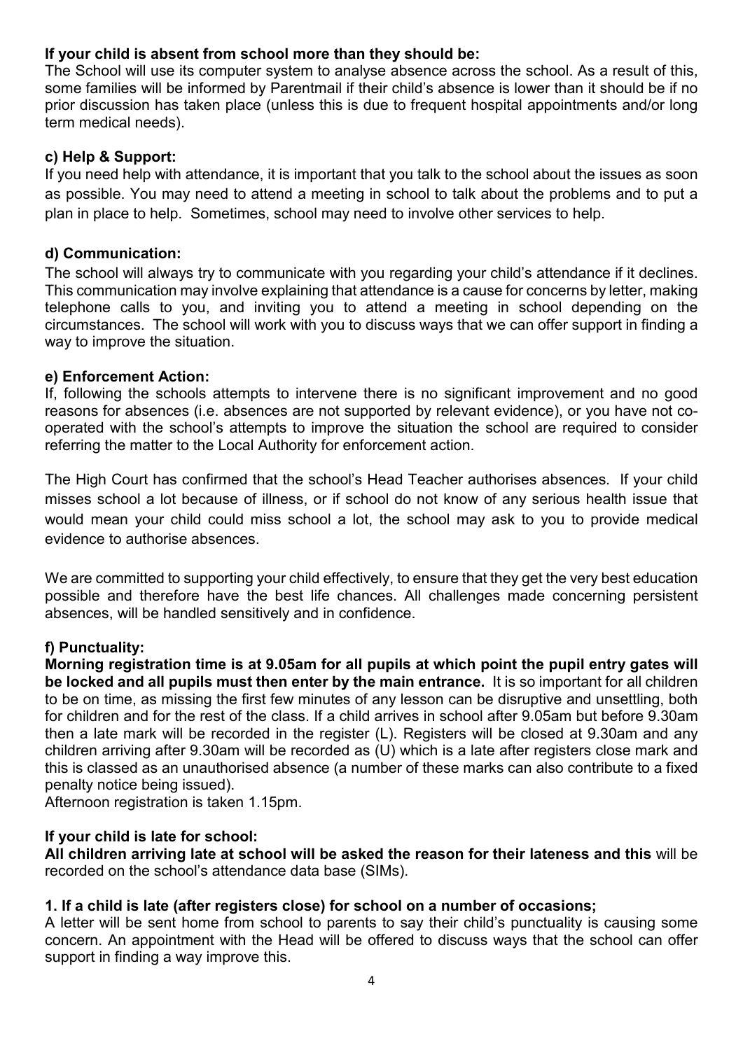**If your child is absent from school more than they should be:**
The School will use its computer system to analyse absence across the school. As a result of this, some families will be informed by Parentmail if their child's absence is lower than it should be if no prior discussion has taken place (unless this is due to frequent hospital appointments and/or long term medical needs).

**c) Help & Support:**
If you need help with attendance, it is important that you talk to the school about the issues as soon as possible. You may need to attend a meeting in school to talk about the problems and to put a plan in place to help. Sometimes, school may need to involve other services to help.

**d) Communication:**
The school will always try to communicate with you regarding your child's attendance if it declines. This communication may involve explaining that attendance is a cause for concerns by letter, making telephone calls to you, and inviting you to attend a meeting in school depending on the circumstances. The school will work with you to discuss ways that we can offer support in finding a way to improve the situation.

**e) Enforcement Action:**
If, following the schools attempts to intervene there is no significant improvement and no good reasons for absences (i.e. absences are not supported by relevant evidence), or you have not co-operated with the school's attempts to improve the situation the school are required to consider referring the matter to the Local Authority for enforcement action.

The High Court has confirmed that the school's Head Teacher authorises absences. If your child misses school a lot because of illness, or if school do not know of any serious health issue that would mean your child could miss school a lot, the school may ask to you to provide medical evidence to authorise absences.

We are committed to supporting your child effectively, to ensure that they get the very best education possible and therefore have the best life chances. All challenges made concerning persistent absences, will be handled sensitively and in confidence.

**f) Punctuality:**
**Morning registration time is at 9.05am for all pupils at which point the pupil entry gates will be locked and all pupils must then enter by the main entrance.** It is so important for all children to be on time, as missing the first few minutes of any lesson can be disruptive and unsettling, both for children and for the rest of the class. If a child arrives in school after 9.05am but before 9.30am then a late mark will be recorded in the register (L). Registers will be closed at 9.30am and any children arriving after 9.30am will be recorded as (U) which is a late after registers close mark and this is classed as an unauthorised absence (a number of these marks can also contribute to a fixed penalty notice being issued).
Afternoon registration is taken 1.15pm.

**If your child is late for school:**
**All children arriving late at school will be asked the reason for their lateness and this** will be recorded on the school's attendance data base (SIMs).

**1. If a child is late (after registers close) for school on a number of occasions;**
A letter will be sent home from school to parents to say their child's punctuality is causing some concern. An appointment with the Head will be offered to discuss ways that the school can offer support in finding a way improve this.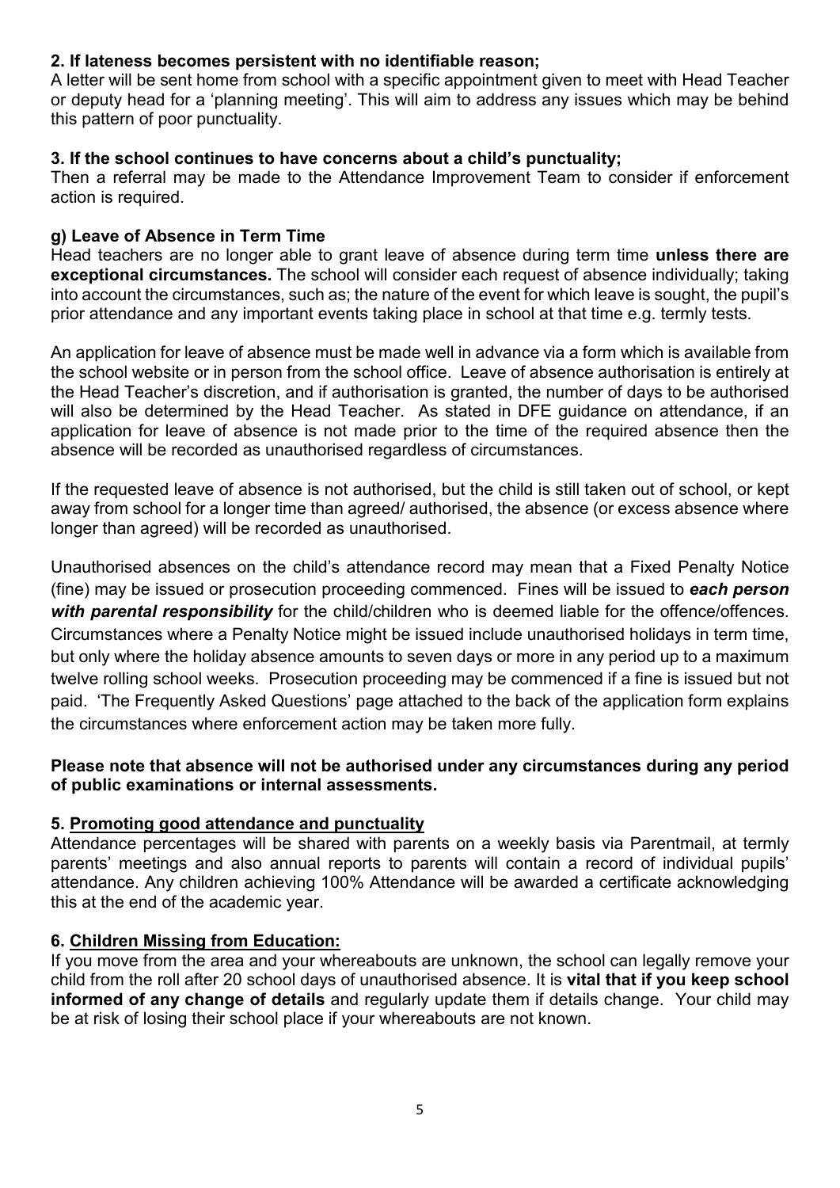**2. If lateness becomes persistent with no identifiable reason;**
A letter will be sent home from school with a specific appointment given to meet with Head Teacher or deputy head for a 'planning meeting'. This will aim to address any issues which may be behind this pattern of poor punctuality.

**3. If the school continues to have concerns about a child's punctuality;**
Then a referral may be made to the Attendance Improvement Team to consider if enforcement action is required.

### g) Leave of Absence in Term Time

Head teachers are no longer able to grant leave of absence during term time **unless there are exceptional circumstances.** The school will consider each request of absence individually; taking into account the circumstances, such as; the nature of the event for which leave is sought, the pupil's prior attendance and any important events taking place in school at that time e.g. termly tests.

An application for leave of absence must be made well in advance via a form which is available from the school website or in person from the school office. Leave of absence authorisation is entirely at the Head Teacher's discretion, and if authorisation is granted, the number of days to be authorised will also be determined by the Head Teacher. As stated in DFE guidance on attendance, if an application for leave of absence is not made prior to the time of the required absence then the absence will be recorded as unauthorised regardless of circumstances.

If the requested leave of absence is not authorised, but the child is still taken out of school, or kept away from school for a longer time than agreed/ authorised, the absence (or excess absence where longer than agreed) will be recorded as unauthorised.

Unauthorised absences on the child's attendance record may mean that a Fixed Penalty Notice (fine) may be issued or prosecution proceeding commenced. Fines will be issued to ***each person with parental responsibility*** for the child/children who is deemed liable for the offence/offences. Circumstances where a Penalty Notice might be issued include unauthorised holidays in term time, but only where the holiday absence amounts to seven days or more in any period up to a maximum twelve rolling school weeks. Prosecution proceeding may be commenced if a fine is issued but not paid. 'The Frequently Asked Questions' page attached to the back of the application form explains the circumstances where enforcement action may be taken more fully.

**Please note that absence will not be authorised under any circumstances during any period of public examinations or internal assessments.**

## 5. Promoting good attendance and punctuality

Attendance percentages will be shared with parents on a weekly basis via Parentmail, at termly parents' meetings and also annual reports to parents will contain a record of individual pupils' attendance. Any children achieving 100% Attendance will be awarded a certificate acknowledging this at the end of the academic year.

## 6. Children Missing from Education:

If you move from the area and your whereabouts are unknown, the school can legally remove your child from the roll after 20 school days of unauthorised absence. It is **vital that if you keep school informed of any change of details** and regularly update them if details change. Your child may be at risk of losing their school place if your whereabouts are not known.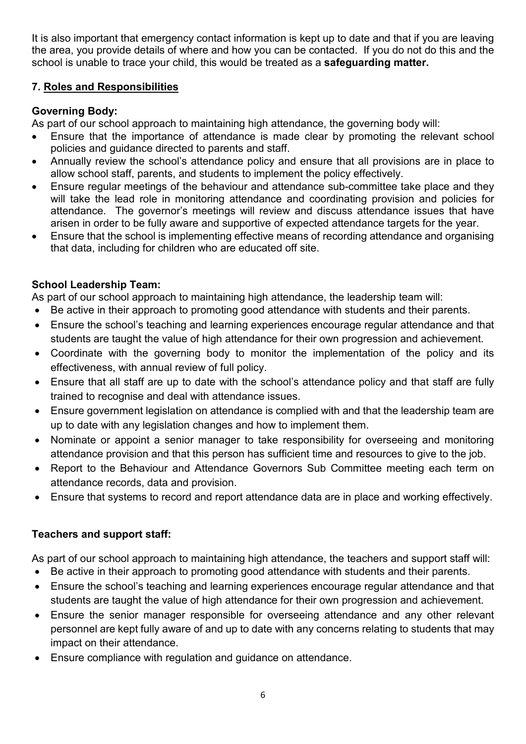It is also important that emergency contact information is kept up to date and that if you are leaving the area, you provide details of where and how you can be contacted. If you do not do this and the school is unable to trace your child, this would be treated as a **safeguarding matter.**

## 7. Roles and Responsibilities

### Governing Body:

As part of our school approach to maintaining high attendance, the governing body will:

- Ensure that the importance of attendance is made clear by promoting the relevant school policies and guidance directed to parents and staff.
- Annually review the school's attendance policy and ensure that all provisions are in place to allow school staff, parents, and students to implement the policy effectively.
- Ensure regular meetings of the behaviour and attendance sub-committee take place and they will take the lead role in monitoring attendance and coordinating provision and policies for attendance. The governor's meetings will review and discuss attendance issues that have arisen in order to be fully aware and supportive of expected attendance targets for the year.
- Ensure that the school is implementing effective means of recording attendance and organising that data, including for children who are educated off site.

### School Leadership Team:

As part of our school approach to maintaining high attendance, the leadership team will:

- Be active in their approach to promoting good attendance with students and their parents.
- Ensure the school's teaching and learning experiences encourage regular attendance and that students are taught the value of high attendance for their own progression and achievement.
- Coordinate with the governing body to monitor the implementation of the policy and its effectiveness, with annual review of full policy.
- Ensure that all staff are up to date with the school's attendance policy and that staff are fully trained to recognise and deal with attendance issues.
- Ensure government legislation on attendance is complied with and that the leadership team are up to date with any legislation changes and how to implement them.
- Nominate or appoint a senior manager to take responsibility for overseeing and monitoring attendance provision and that this person has sufficient time and resources to give to the job.
- Report to the Behaviour and Attendance Governors Sub Committee meeting each term on attendance records, data and provision.
- Ensure that systems to record and report attendance data are in place and working effectively.

### Teachers and support staff:

As part of our school approach to maintaining high attendance, the teachers and support staff will:

- Be active in their approach to promoting good attendance with students and their parents.
- Ensure the school's teaching and learning experiences encourage regular attendance and that students are taught the value of high attendance for their own progression and achievement.
- Ensure the senior manager responsible for overseeing attendance and any other relevant personnel are kept fully aware of and up to date with any concerns relating to students that may impact on their attendance.
- Ensure compliance with regulation and guidance on attendance.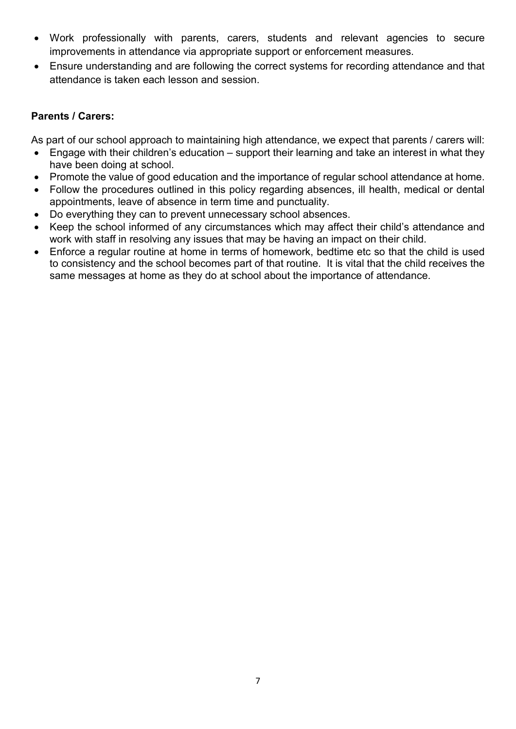- Work professionally with parents, carers, students and relevant agencies to secure improvements in attendance via appropriate support or enforcement measures.
- Ensure understanding and are following the correct systems for recording attendance and that attendance is taken each lesson and session.

**Parents / Carers:**

As part of our school approach to maintaining high attendance, we expect that parents / carers will:

- Engage with their children's education – support their learning and take an interest in what they have been doing at school.
- Promote the value of good education and the importance of regular school attendance at home.
- Follow the procedures outlined in this policy regarding absences, ill health, medical or dental appointments, leave of absence in term time and punctuality.
- Do everything they can to prevent unnecessary school absences.
- Keep the school informed of any circumstances which may affect their child's attendance and work with staff in resolving any issues that may be having an impact on their child.
- Enforce a regular routine at home in terms of homework, bedtime etc so that the child is used to consistency and the school becomes part of that routine. It is vital that the child receives the same messages at home as they do at school about the importance of attendance.